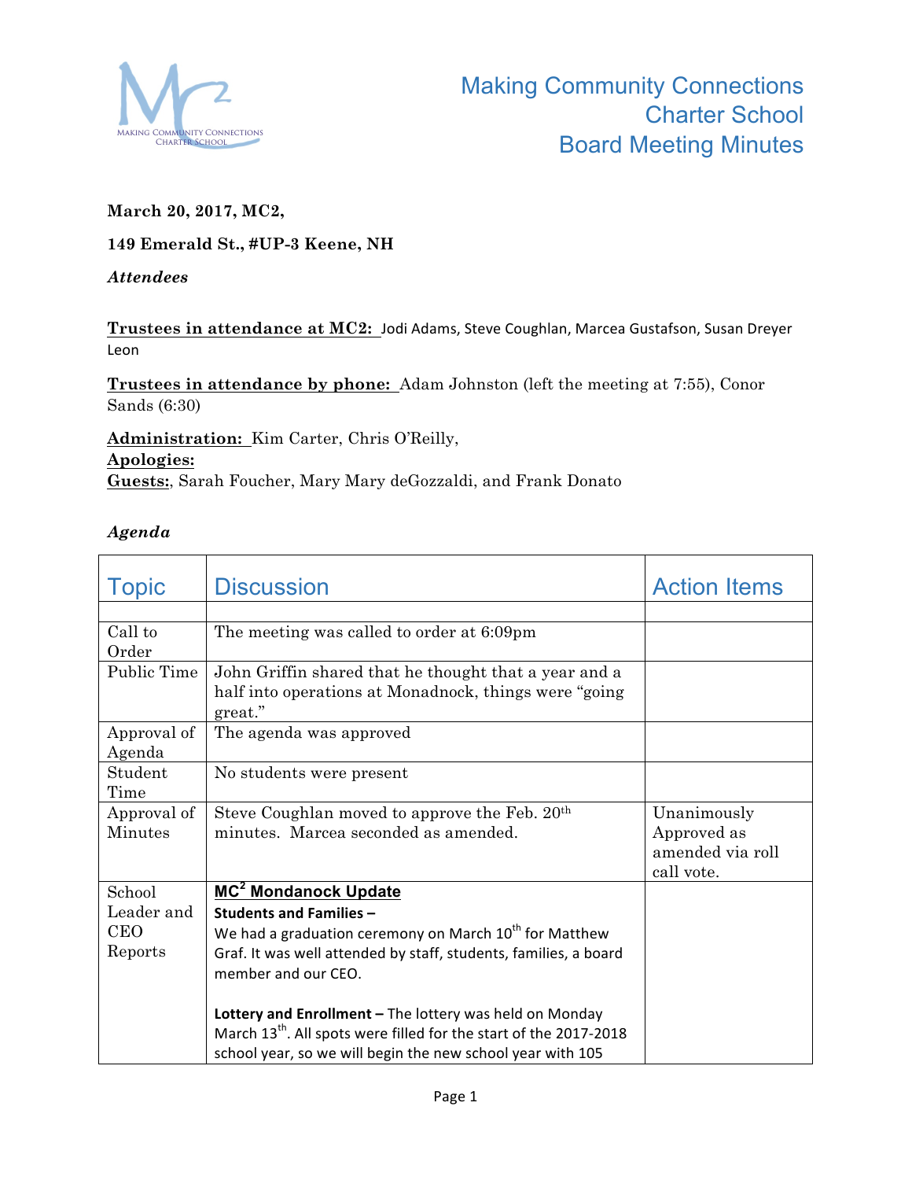# Making Community Connections Charter School Board Meeting Minutes

**March 20, 2017, MC2,**

**149 Emerald St., #UP-3 Keene, NH**

***Attendees***

**Trustees in attendance at MC2:** Jodi Adams, Steve Coughlan, Marcea Gustafson, Susan Dreyer Leon

**Trustees in attendance by phone:** Adam Johnston (left the meeting at 7:55), Conor Sands (6:30)

**Administration:** Kim Carter, Chris O'Reilly,

**Apologies:**

**Guests:**, Sarah Foucher, Mary Mary deGozzaldi, and Frank Donato

***Agenda***

| Topic | Discussion | Action Items |
|---|---|---|
| | | |
| Call to Order | The meeting was called to order at 6:09pm | |
| Public Time | John Griffin shared that he thought that a year and a half into operations at Monadnock, things were "going great." | |
| Approval of Agenda | The agenda was approved | |
| Student Time | No students were present | |
| Approval of Minutes | Steve Coughlan moved to approve the Feb. 20th minutes. Marcea seconded as amended. | Unanimously Approved as amended via roll call vote. |
| School Leader and CEO Reports | **MC² Mondanock Update**<br>**Students and Families –**<br>We had a graduation ceremony on March 10th for Matthew Graf. It was well attended by staff, students, families, a board member and our CEO.<br><br>**Lottery and Enrollment –** The lottery was held on Monday March 13th. All spots were filled for the start of the 2017-2018 school year, so we will begin the new school year with 105 | |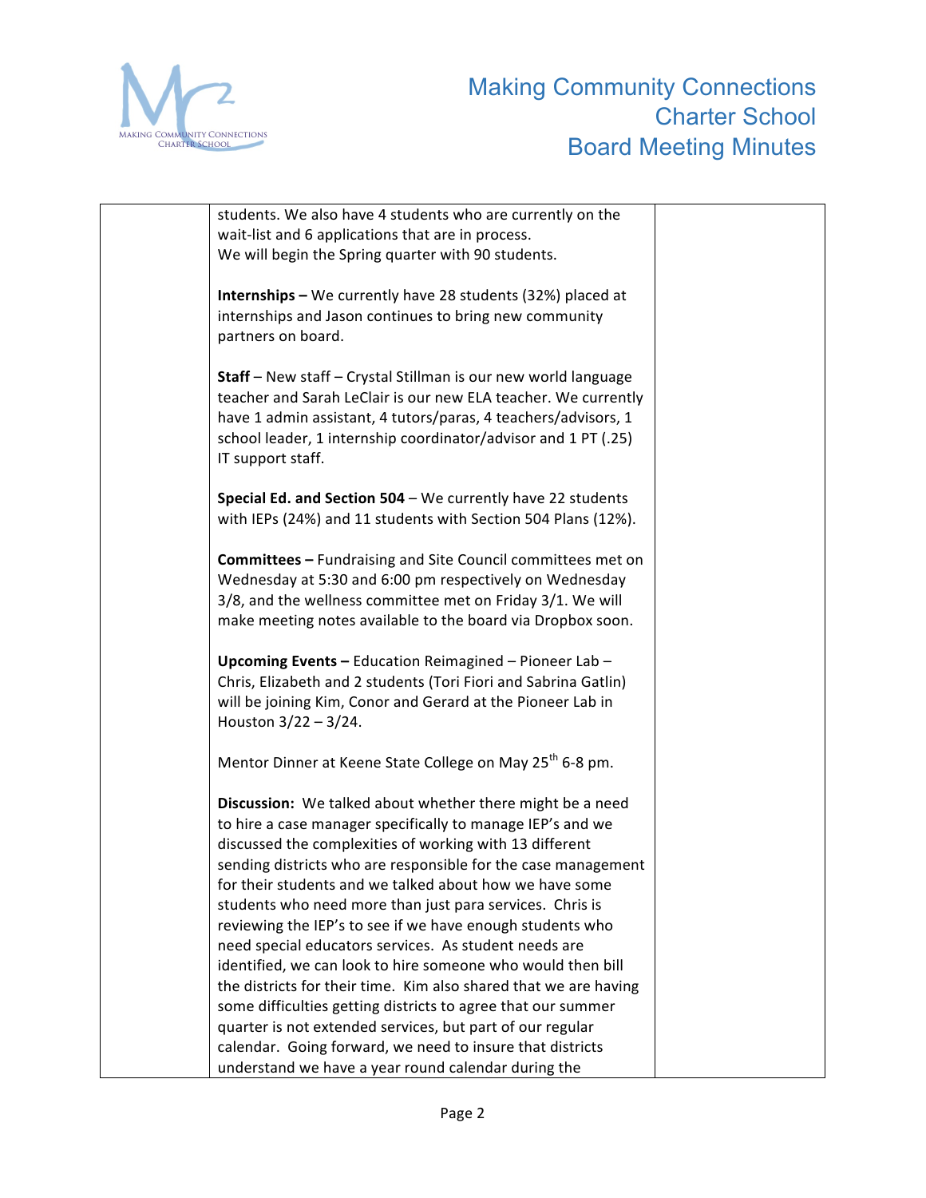| | students. We also have 4 students who are currently on the wait-list and 6 applications that are in process.<br>We will begin the Spring quarter with 90 students.<br><br>**Internships –** We currently have 28 students (32%) placed at internships and Jason continues to bring new community partners on board.<br><br>**Staff** – New staff – Crystal Stillman is our new world language teacher and Sarah LeClair is our new ELA teacher. We currently have 1 admin assistant, 4 tutors/paras, 4 teachers/advisors, 1 school leader, 1 internship coordinator/advisor and 1 PT (.25) IT support staff.<br><br>**Special Ed. and Section 504** – We currently have 22 students with IEPs (24%) and 11 students with Section 504 Plans (12%).<br><br>**Committees –** Fundraising and Site Council committees met on Wednesday at 5:30 and 6:00 pm respectively on Wednesday 3/8, and the wellness committee met on Friday 3/1. We will make meeting notes available to the board via Dropbox soon.<br><br>**Upcoming Events –** Education Reimagined – Pioneer Lab – Chris, Elizabeth and 2 students (Tori Fiori and Sabrina Gatlin) will be joining Kim, Conor and Gerard at the Pioneer Lab in Houston 3/22 – 3/24.<br><br>Mentor Dinner at Keene State College on May 25th 6-8 pm.<br><br>**Discussion:** We talked about whether there might be a need to hire a case manager specifically to manage IEP's and we discussed the complexities of working with 13 different sending districts who are responsible for the case management for their students and we talked about how we have some students who need more than just para services. Chris is reviewing the IEP's to see if we have enough students who need special educators services. As student needs are identified, we can look to hire someone who would then bill the districts for their time. Kim also shared that we are having some difficulties getting districts to agree that our summer quarter is not extended services, but part of our regular calendar. Going forward, we need to insure that districts understand we have a year round calendar during the | |
|---|---|---|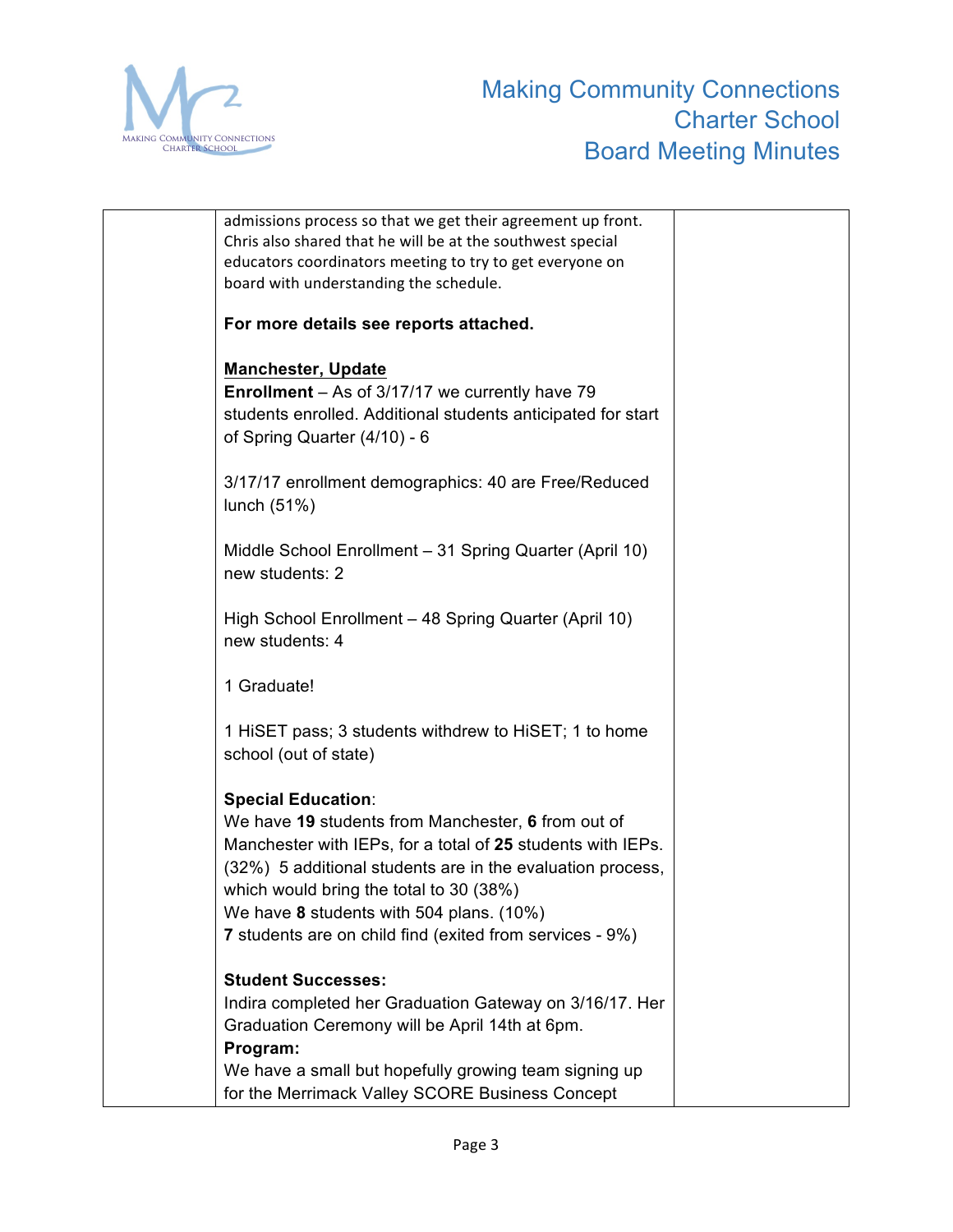admissions process so that we get their agreement up front. Chris also shared that he will be at the southwest special educators coordinators meeting to try to get everyone on board with understanding the schedule.

**For more details see reports attached.**

**Manchester, Update**

**Enrollment** – As of 3/17/17 we currently have 79 students enrolled. Additional students anticipated for start of Spring Quarter (4/10) - 6

3/17/17 enrollment demographics: 40 are Free/Reduced lunch (51%)

Middle School Enrollment – 31 Spring Quarter (April 10) new students: 2

High School Enrollment – 48 Spring Quarter (April 10) new students: 4

1 Graduate!

1 HiSET pass; 3 students withdrew to HiSET; 1 to home school (out of state)

**Special Education**:
We have **19** students from Manchester, **6** from out of Manchester with IEPs, for a total of **25** students with IEPs. (32%) 5 additional students are in the evaluation process, which would bring the total to 30 (38%)
We have **8** students with 504 plans. (10%)
**7** students are on child find (exited from services - 9%)

**Student Successes:**
Indira completed her Graduation Gateway on 3/16/17. Her Graduation Ceremony will be April 14th at 6pm.
**Program:**
We have a small but hopefully growing team signing up for the Merrimack Valley SCORE Business Concept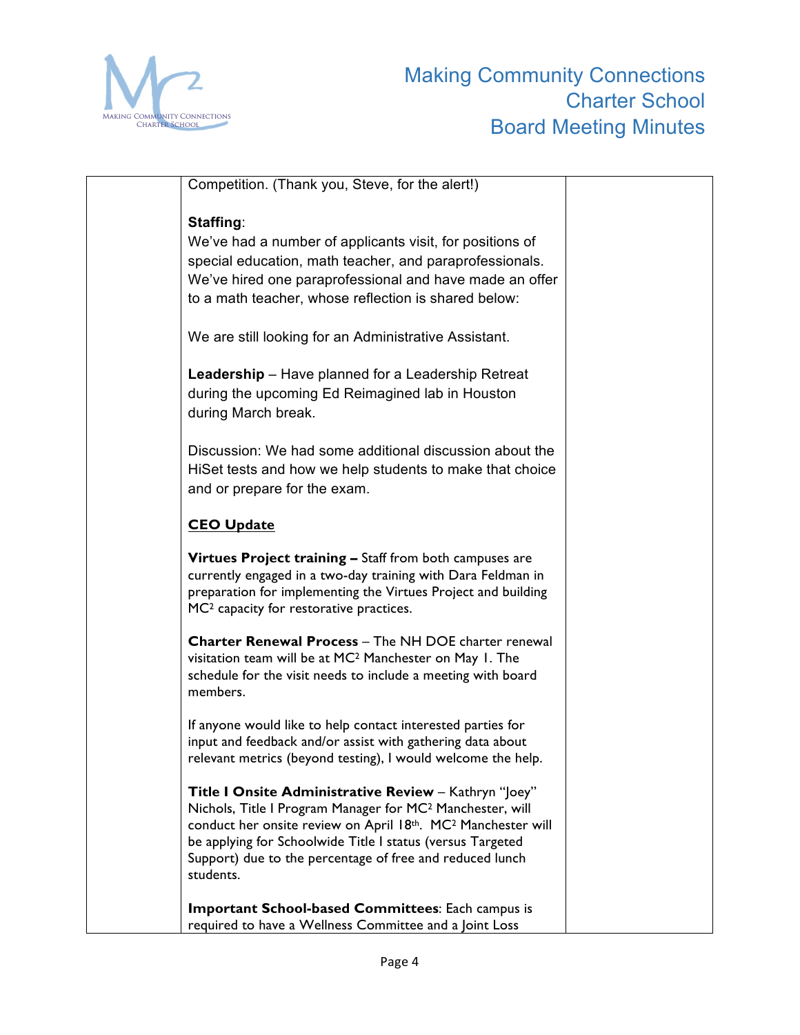Competition. (Thank you, Steve, for the alert!)

**Staffing**:
We've had a number of applicants visit, for positions of special education, math teacher, and paraprofessionals. We've hired one paraprofessional and have made an offer to a math teacher, whose reflection is shared below:

We are still looking for an Administrative Assistant.

**Leadership** – Have planned for a Leadership Retreat during the upcoming Ed Reimagined lab in Houston during March break.

Discussion: We had some additional discussion about the HiSet tests and how we help students to make that choice and or prepare for the exam.

**CEO Update**

**Virtues Project training –** Staff from both campuses are currently engaged in a two-day training with Dara Feldman in preparation for implementing the Virtues Project and building $MC^2$ capacity for restorative practices.

**Charter Renewal Process** – The NH DOE charter renewal visitation team will be at $MC^2$ Manchester on May 1. The schedule for the visit needs to include a meeting with board members.

If anyone would like to help contact interested parties for input and feedback and/or assist with gathering data about relevant metrics (beyond testing), I would welcome the help.

**Title I Onsite Administrative Review** – Kathryn "Joey" Nichols, Title I Program Manager for $MC^2$ Manchester, will conduct her onsite review on April 18th. $MC^2$ Manchester will be applying for Schoolwide Title I status (versus Targeted Support) due to the percentage of free and reduced lunch students.

**Important School-based Committees**: Each campus is required to have a Wellness Committee and a Joint Loss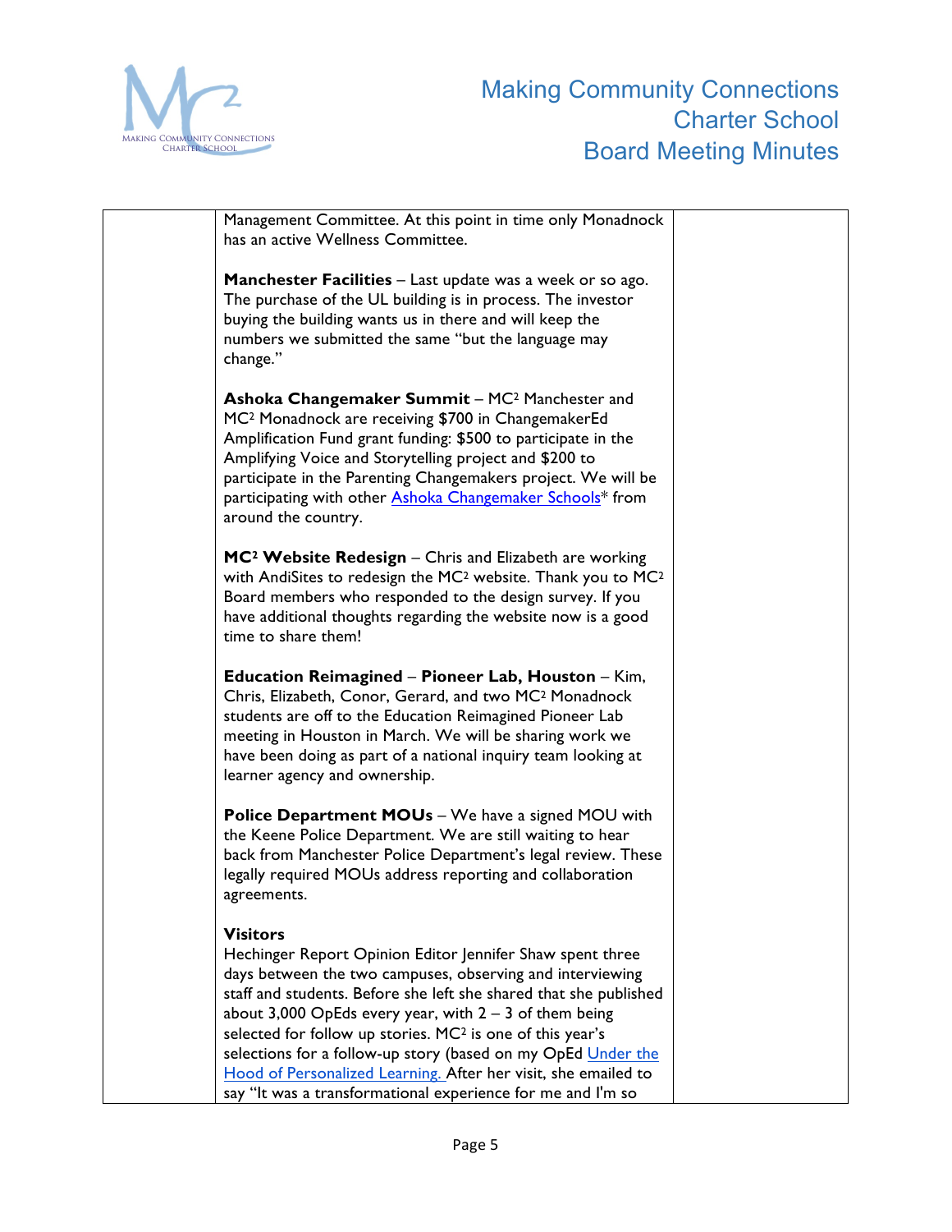| | Management Committee. At this point in time only Monadnock has an active Wellness Committee.<br><br>**Manchester Facilities** – Last update was a week or so ago. The purchase of the UL building is in process. The investor buying the building wants us in there and will keep the numbers we submitted the same "but the language may change."<br><br>**Ashoka Changemaker Summit** – MC² Manchester and MC² Monadnock are receiving $700 in ChangemakerEd Amplification Fund grant funding: $500 to participate in the Amplifying Voice and Storytelling project and $200 to participate in the Parenting Changemakers project. We will be participating with other Ashoka Changemaker Schools* from around the country.<br><br>**MC² Website Redesign** – Chris and Elizabeth are working with AndiSites to redesign the MC² website. Thank you to MC² Board members who responded to the design survey. If you have additional thoughts regarding the website now is a good time to share them!<br><br>**Education Reimagined** – **Pioneer Lab, Houston** – Kim, Chris, Elizabeth, Conor, Gerard, and two MC² Monadnock students are off to the Education Reimagined Pioneer Lab meeting in Houston in March. We will be sharing work we have been doing as part of a national inquiry team looking at learner agency and ownership.<br><br>**Police Department MOUs** – We have a signed MOU with the Keene Police Department. We are still waiting to hear back from Manchester Police Department's legal review. These legally required MOUs address reporting and collaboration agreements.<br><br>**Visitors**<br>Hechinger Report Opinion Editor Jennifer Shaw spent three days between the two campuses, observing and interviewing staff and students. Before she left she shared that she published about 3,000 OpEds every year, with 2 – 3 of them being selected for follow up stories. MC² is one of this year's selections for a follow-up story (based on my OpEd Under the Hood of Personalized Learning. After her visit, she emailed to say "It was a transformational experience for me and I'm so | |
|---|---|---|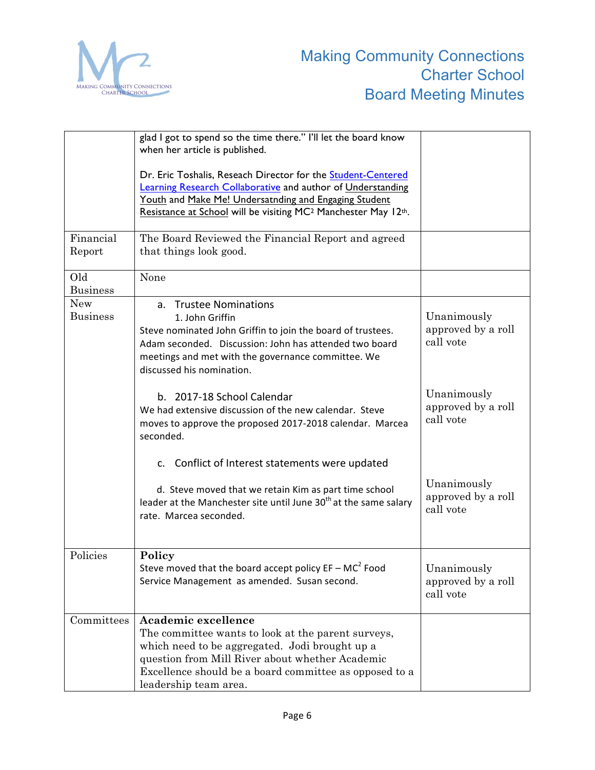| | | |
|---|---|---|
| | glad I got to spend so the time there." I'll let the board know when her article is published.<br><br>Dr. Eric Toshalis, Reseach Director for the Student-Centered Learning Research Collaborative and author of Understanding Youth and Make Me! Undersatnding and Engaging Student Resistance at School will be visiting MC² Manchester May 12th. | |
| Financial Report | The Board Reviewed the Financial Report and agreed that things look good. | |
| Old Business | None | |
| New Business | a. Trustee Nominations<br>1. John Griffin<br>Steve nominated John Griffin to join the board of trustees. Adam seconded. Discussion: John has attended two board meetings and met with the governance committee. We discussed his nomination. | Unanimously approved by a roll call vote |
| | b. 2017-18 School Calendar<br>We had extensive discussion of the new calendar. Steve moves to approve the proposed 2017-2018 calendar. Marcea seconded. | Unanimously approved by a roll call vote |
| | c. Conflict of Interest statements were updated | |
| | d. Steve moved that we retain Kim as part time school leader at the Manchester site until June 30th at the same salary rate. Marcea seconded. | Unanimously approved by a roll call vote |
| Policies | **Policy**<br>Steve moved that the board accept policy EF – MC² Food Service Management as amended. Susan second. | Unanimously approved by a roll call vote |
| Committees | **Academic excellence**<br>The committee wants to look at the parent surveys, which need to be aggregated. Jodi brought up a question from Mill River about whether Academic Excellence should be a board committee as opposed to a leadership team area. | |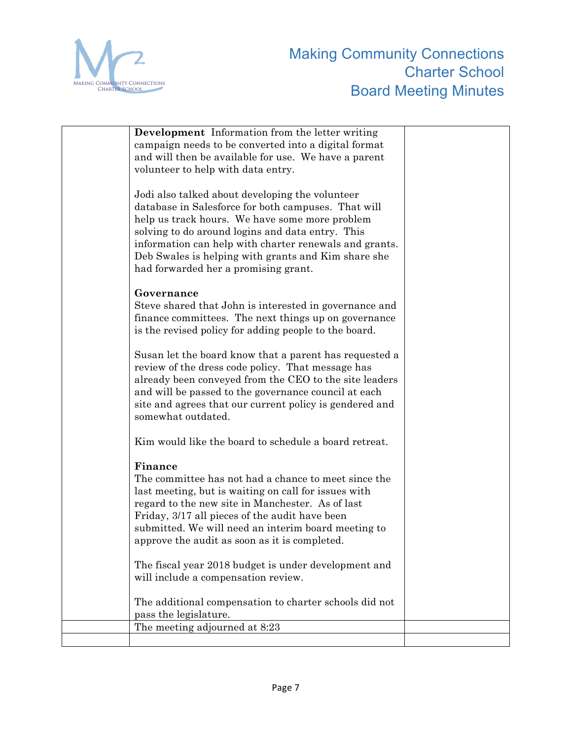| | | |
|---|---|---|
| | **Development** Information from the letter writing campaign needs to be converted into a digital format and will then be available for use. We have a parent volunteer to help with data entry.<br><br>Jodi also talked about developing the volunteer database in Salesforce for both campuses. That will help us track hours. We have some more problem solving to do around logins and data entry. This information can help with charter renewals and grants. Deb Swales is helping with grants and Kim share she had forwarded her a promising grant.<br><br>**Governance**<br>Steve shared that John is interested in governance and finance committees. The next things up on governance is the revised policy for adding people to the board.<br><br>Susan let the board know that a parent has requested a review of the dress code policy. That message has already been conveyed from the CEO to the site leaders and will be passed to the governance council at each site and agrees that our current policy is gendered and somewhat outdated.<br><br>Kim would like the board to schedule a board retreat.<br><br>**Finance**<br>The committee has not had a chance to meet since the last meeting, but is waiting on call for issues with regard to the new site in Manchester. As of last Friday, 3/17 all pieces of the audit have been submitted. We will need an interim board meeting to approve the audit as soon as it is completed.<br><br>The fiscal year 2018 budget is under development and will include a compensation review.<br><br>The additional compensation to charter schools did not pass the legislature. | |
| | The meeting adjourned at 8:23 | |
| | | |